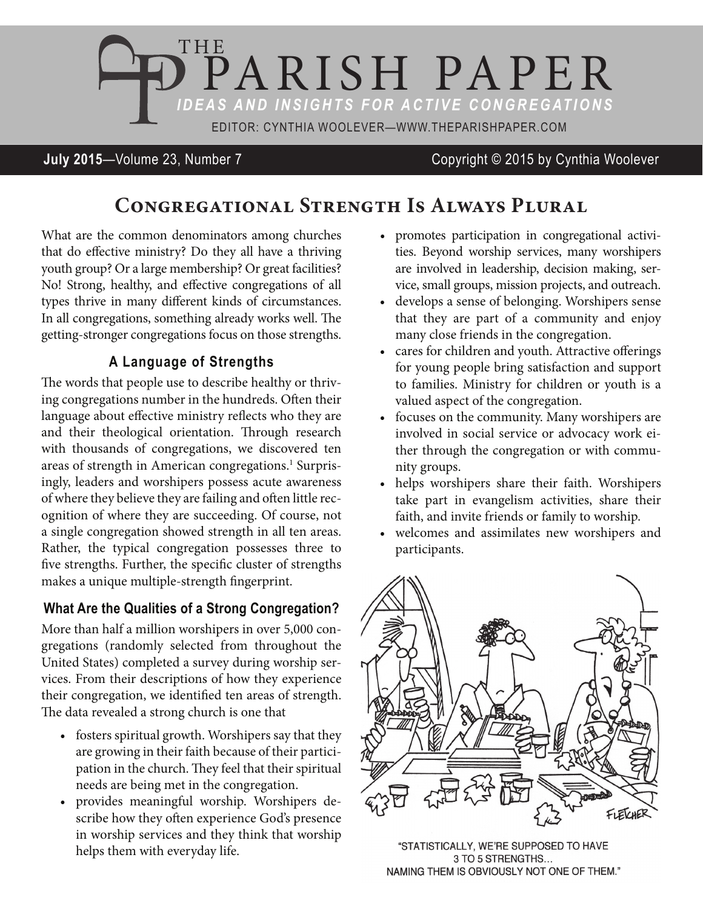# THE PARISH PAPER

*IDEAS AND INSIGHTS FOR ACTIVE CONGREGATIONS*

EDITOR: CYNTHIA WOOLEVER—WWW.THEPARISHPAPER.COM

**July 2015**—Volume 23, Number 7

Copyright © 2015 by Cynthia Woolever

## Congregational Strength Is Always Plural

What are the common denominators among churches that do effective ministry? Do they all have a thriving youth group? Or a large membership? Or great facilities? No! Strong, healthy, and effective congregations of all types thrive in many different kinds of circumstances. In all congregations, something already works well. The getting-stronger congregations focus on those strengths.

### A Language of Strengths

The words that people use to describe healthy or thriving congregations number in the hundreds. Often their language about effective ministry reflects who they are and their theological orientation. Through research with thousands of congregations, we discovered ten areas of strength in American congregations.[1] Surprisingly, leaders and worshipers possess acute awareness of where they believe they are failing and often little recognition of where they are succeeding. Of course, not a single congregation showed strength in all ten areas. Rather, the typical congregation possesses three to five strengths. Further, the specific cluster of strengths makes a unique multiple-strength fingerprint.

### What Are the Qualities of a Strong Congregation?

More than half a million worshipers in over 5,000 congregations (randomly selected from throughout the United States) completed a survey during worship services. From their descriptions of how they experience their congregation, we identified ten areas of strength. The data revealed a strong church is one that

- fosters spiritual growth. Worshipers say that they are growing in their faith because of their participation in the church. They feel that their spiritual needs are being met in the congregation.
- provides meaningful worship. Worshipers describe how they often experience God's presence in worship services and they think that worship helps them with everyday life.
- promotes participation in congregational activities. Beyond worship services, many worshipers are involved in leadership, decision making, service, small groups, mission projects, and outreach.
- develops a sense of belonging. Worshipers sense that they are part of a community and enjoy many close friends in the congregation.
- cares for children and youth. Attractive offerings for young people bring satisfaction and support to families. Ministry for children or youth is a valued aspect of the congregation.
- focuses on the community. Many worshipers are involved in social service or advocacy work either through the congregation or with community groups.
- helps worshipers share their faith. Worshipers take part in evangelism activities, share their faith, and invite friends or family to worship.
- welcomes and assimilates new worshipers and participants.

"STATISTICALLY, WE'RE SUPPOSED TO HAVE 3 TO 5 STRENGTHS... NAMING THEM IS OBVIOUSLY NOT ONE OF THEM."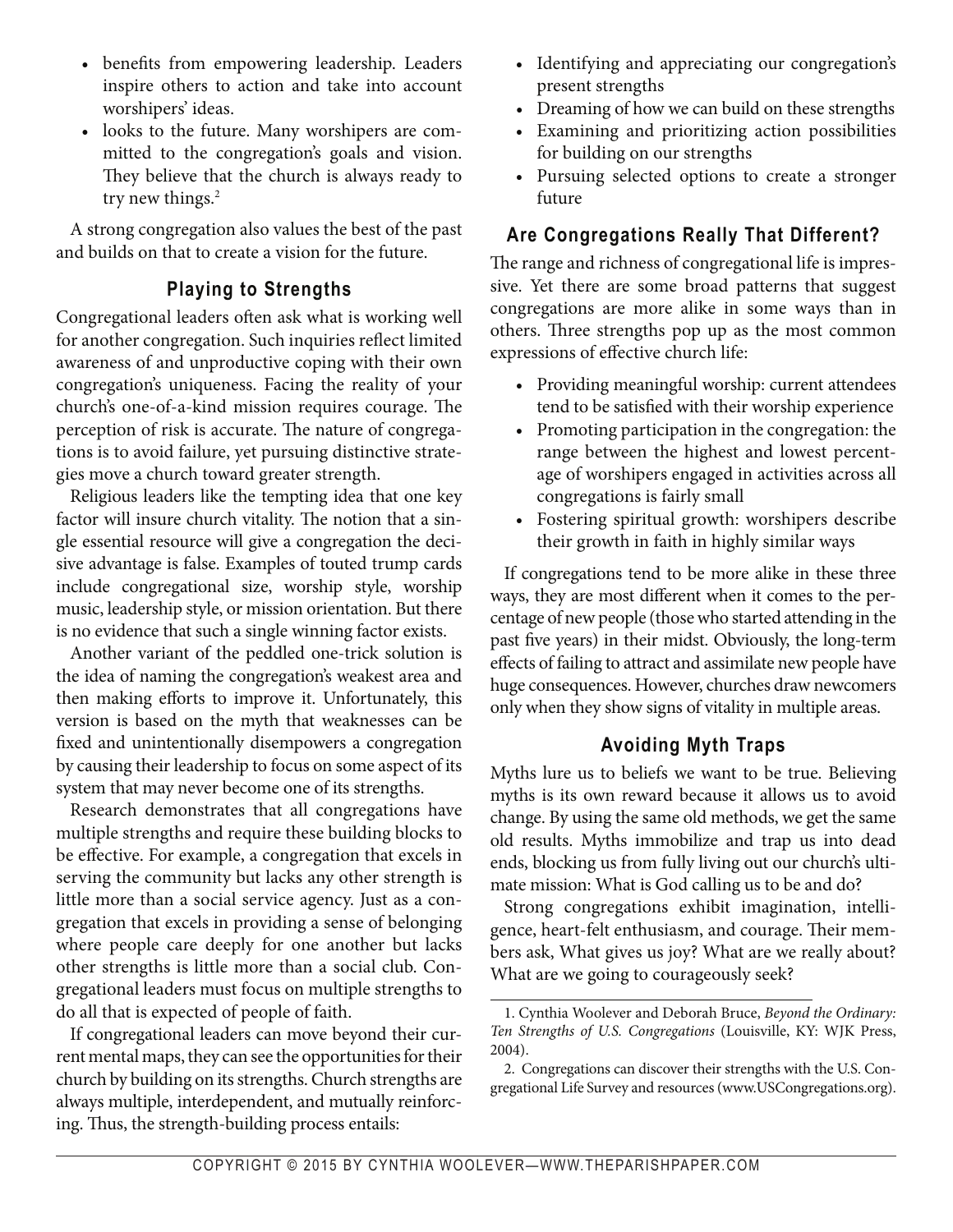- benefits from empowering leadership. Leaders inspire others to action and take into account worshipers' ideas.
- looks to the future. Many worshipers are committed to the congregation's goals and vision. They believe that the church is always ready to try new things.[2]

A strong congregation also values the best of the past and builds on that to create a vision for the future.

## Playing to Strengths

Congregational leaders often ask what is working well for another congregation. Such inquiries reflect limited awareness of and unproductive coping with their own congregation's uniqueness. Facing the reality of your church's one-of-a-kind mission requires courage. The perception of risk is accurate. The nature of congregations is to avoid failure, yet pursuing distinctive strategies move a church toward greater strength.

Religious leaders like the tempting idea that one key factor will insure church vitality. The notion that a single essential resource will give a congregation the decisive advantage is false. Examples of touted trump cards include congregational size, worship style, worship music, leadership style, or mission orientation. But there is no evidence that such a single winning factor exists.

Another variant of the peddled one-trick solution is the idea of naming the congregation's weakest area and then making efforts to improve it. Unfortunately, this version is based on the myth that weaknesses can be fixed and unintentionally disempowers a congregation by causing their leadership to focus on some aspect of its system that may never become one of its strengths.

Research demonstrates that all congregations have multiple strengths and require these building blocks to be effective. For example, a congregation that excels in serving the community but lacks any other strength is little more than a social service agency. Just as a congregation that excels in providing a sense of belonging where people care deeply for one another but lacks other strengths is little more than a social club. Congregational leaders must focus on multiple strengths to do all that is expected of people of faith.

If congregational leaders can move beyond their current mental maps, they can see the opportunities for their church by building on its strengths. Church strengths are always multiple, interdependent, and mutually reinforcing. Thus, the strength-building process entails:

- Identifying and appreciating our congregation's present strengths
- Dreaming of how we can build on these strengths
- Examining and prioritizing action possibilities for building on our strengths
- Pursuing selected options to create a stronger future

## Are Congregations Really That Different?

The range and richness of congregational life is impressive. Yet there are some broad patterns that suggest congregations are more alike in some ways than in others. Three strengths pop up as the most common expressions of effective church life:

- Providing meaningful worship: current attendees tend to be satisfied with their worship experience
- Promoting participation in the congregation: the range between the highest and lowest percentage of worshipers engaged in activities across all congregations is fairly small
- Fostering spiritual growth: worshipers describe their growth in faith in highly similar ways

If congregations tend to be more alike in these three ways, they are most different when it comes to the percentage of new people (those who started attending in the past five years) in their midst. Obviously, the long-term effects of failing to attract and assimilate new people have huge consequences. However, churches draw newcomers only when they show signs of vitality in multiple areas.

## Avoiding Myth Traps

Myths lure us to beliefs we want to be true. Believing myths is its own reward because it allows us to avoid change. By using the same old methods, we get the same old results. Myths immobilize and trap us into dead ends, blocking us from fully living out our church's ultimate mission: What is God calling us to be and do?

Strong congregations exhibit imagination, intelligence, heart-felt enthusiasm, and courage. Their members ask, What gives us joy? What are we really about? What are we going to courageously seek?

---

1. Cynthia Woolever and Deborah Bruce, *Beyond the Ordinary: Ten Strengths of U.S. Congregations* (Louisville, KY: WJK Press, 2004).

2. Congregations can discover their strengths with the U.S. Congregational Life Survey and resources (www.USCongregations.org).

COPYRIGHT © 2015 BY CYNTHIA WOOLEVER—WWW.THEPARISHPAPER.COM